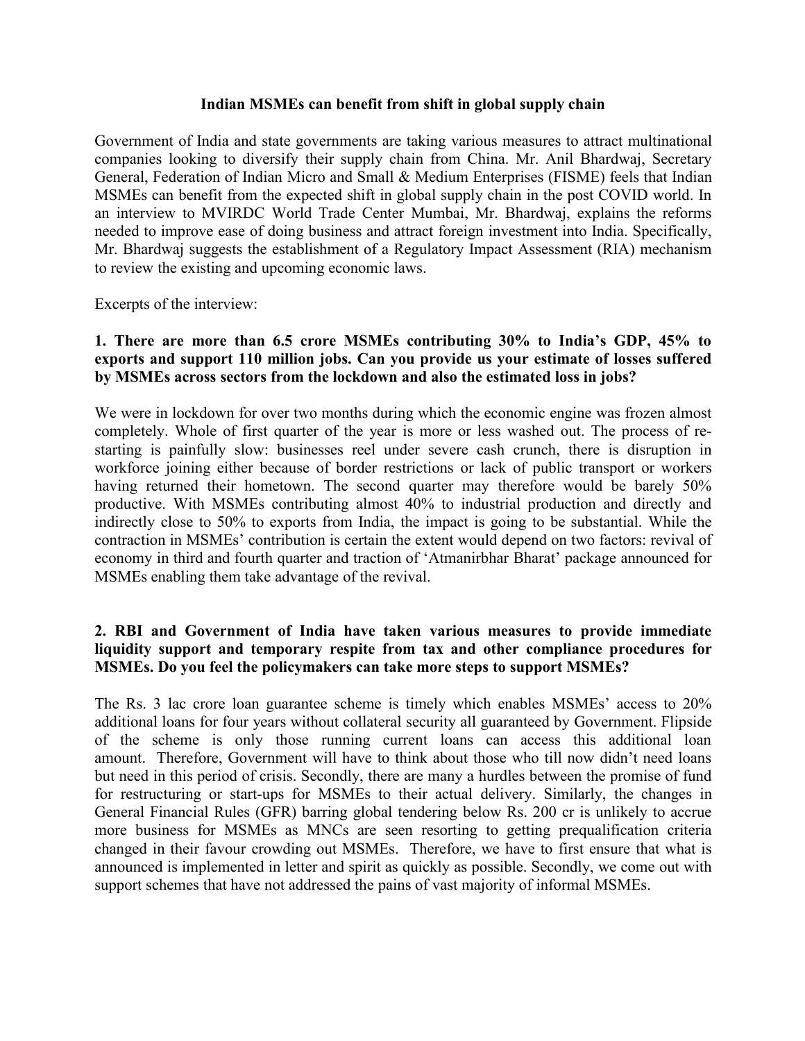# Indian MSMEs can benefit from shift in global supply chain

Government of India and state governments are taking various measures to attract multinational companies looking to diversify their supply chain from China. Mr. Anil Bhardwaj, Secretary General, Federation of Indian Micro and Small & Medium Enterprises (FISME) feels that Indian MSMEs can benefit from the expected shift in global supply chain in the post COVID world. In an interview to MVIRDC World Trade Center Mumbai, Mr. Bhardwaj, explains the reforms needed to improve ease of doing business and attract foreign investment into India. Specifically, Mr. Bhardwaj suggests the establishment of a Regulatory Impact Assessment (RIA) mechanism to review the existing and upcoming economic laws.

Excerpts of the interview:

**1. There are more than 6.5 crore MSMEs contributing 30% to India's GDP, 45% to exports and support 110 million jobs. Can you provide us your estimate of losses suffered by MSMEs across sectors from the lockdown and also the estimated loss in jobs?**

We were in lockdown for over two months during which the economic engine was frozen almost completely. Whole of first quarter of the year is more or less washed out. The process of re-starting is painfully slow: businesses reel under severe cash crunch, there is disruption in workforce joining either because of border restrictions or lack of public transport or workers having returned their hometown. The second quarter may therefore would be barely 50% productive. With MSMEs contributing almost 40% to industrial production and directly and indirectly close to 50% to exports from India, the impact is going to be substantial. While the contraction in MSMEs' contribution is certain the extent would depend on two factors: revival of economy in third and fourth quarter and traction of 'Atmanirbhar Bharat' package announced for MSMEs enabling them take advantage of the revival.

**2. RBI and Government of India have taken various measures to provide immediate liquidity support and temporary respite from tax and other compliance procedures for MSMEs. Do you feel the policymakers can take more steps to support MSMEs?**

The Rs. 3 lac crore loan guarantee scheme is timely which enables MSMEs' access to 20% additional loans for four years without collateral security all guaranteed by Government. Flipside of the scheme is only those running current loans can access this additional loan amount. Therefore, Government will have to think about those who till now didn't need loans but need in this period of crisis. Secondly, there are many a hurdles between the promise of fund for restructuring or start-ups for MSMEs to their actual delivery. Similarly, the changes in General Financial Rules (GFR) barring global tendering below Rs. 200 cr is unlikely to accrue more business for MSMEs as MNCs are seen resorting to getting prequalification criteria changed in their favour crowding out MSMEs. Therefore, we have to first ensure that what is announced is implemented in letter and spirit as quickly as possible. Secondly, we come out with support schemes that have not addressed the pains of vast majority of informal MSMEs.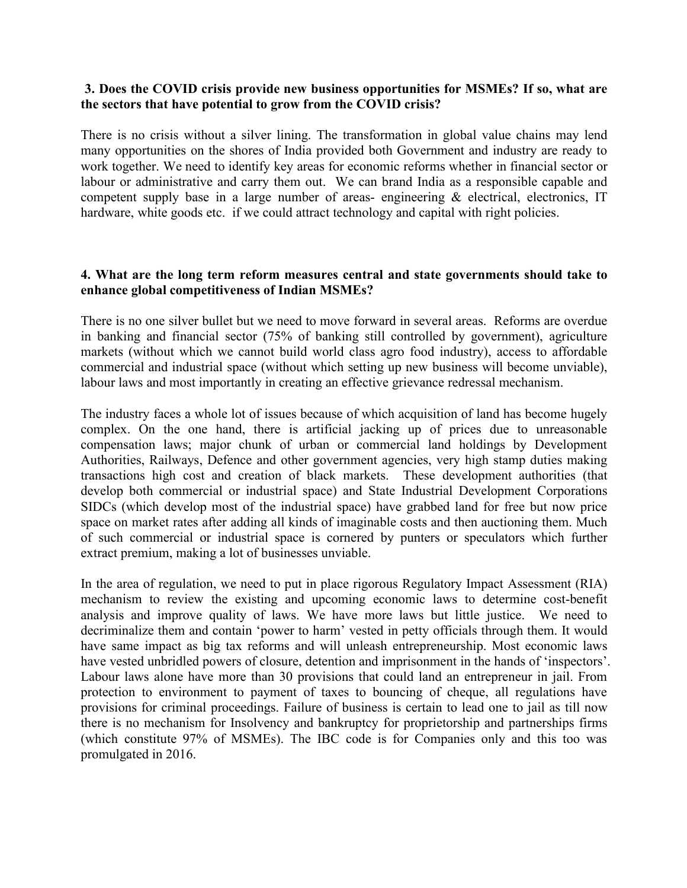**3. Does the COVID crisis provide new business opportunities for MSMEs? If so, what are the sectors that have potential to grow from the COVID crisis?**

There is no crisis without a silver lining. The transformation in global value chains may lend many opportunities on the shores of India provided both Government and industry are ready to work together. We need to identify key areas for economic reforms whether in financial sector or labour or administrative and carry them out. We can brand India as a responsible capable and competent supply base in a large number of areas- engineering & electrical, electronics, IT hardware, white goods etc. if we could attract technology and capital with right policies.

**4. What are the long term reform measures central and state governments should take to enhance global competitiveness of Indian MSMEs?**

There is no one silver bullet but we need to move forward in several areas. Reforms are overdue in banking and financial sector (75% of banking still controlled by government), agriculture markets (without which we cannot build world class agro food industry), access to affordable commercial and industrial space (without which setting up new business will become unviable), labour laws and most importantly in creating an effective grievance redressal mechanism.

The industry faces a whole lot of issues because of which acquisition of land has become hugely complex. On the one hand, there is artificial jacking up of prices due to unreasonable compensation laws; major chunk of urban or commercial land holdings by Development Authorities, Railways, Defence and other government agencies, very high stamp duties making transactions high cost and creation of black markets. These development authorities (that develop both commercial or industrial space) and State Industrial Development Corporations SIDCs (which develop most of the industrial space) have grabbed land for free but now price space on market rates after adding all kinds of imaginable costs and then auctioning them. Much of such commercial or industrial space is cornered by punters or speculators which further extract premium, making a lot of businesses unviable.

In the area of regulation, we need to put in place rigorous Regulatory Impact Assessment (RIA) mechanism to review the existing and upcoming economic laws to determine cost-benefit analysis and improve quality of laws. We have more laws but little justice. We need to decriminalize them and contain 'power to harm' vested in petty officials through them. It would have same impact as big tax reforms and will unleash entrepreneurship. Most economic laws have vested unbridled powers of closure, detention and imprisonment in the hands of 'inspectors'. Labour laws alone have more than 30 provisions that could land an entrepreneur in jail. From protection to environment to payment of taxes to bouncing of cheque, all regulations have provisions for criminal proceedings. Failure of business is certain to lead one to jail as till now there is no mechanism for Insolvency and bankruptcy for proprietorship and partnerships firms (which constitute 97% of MSMEs). The IBC code is for Companies only and this too was promulgated in 2016.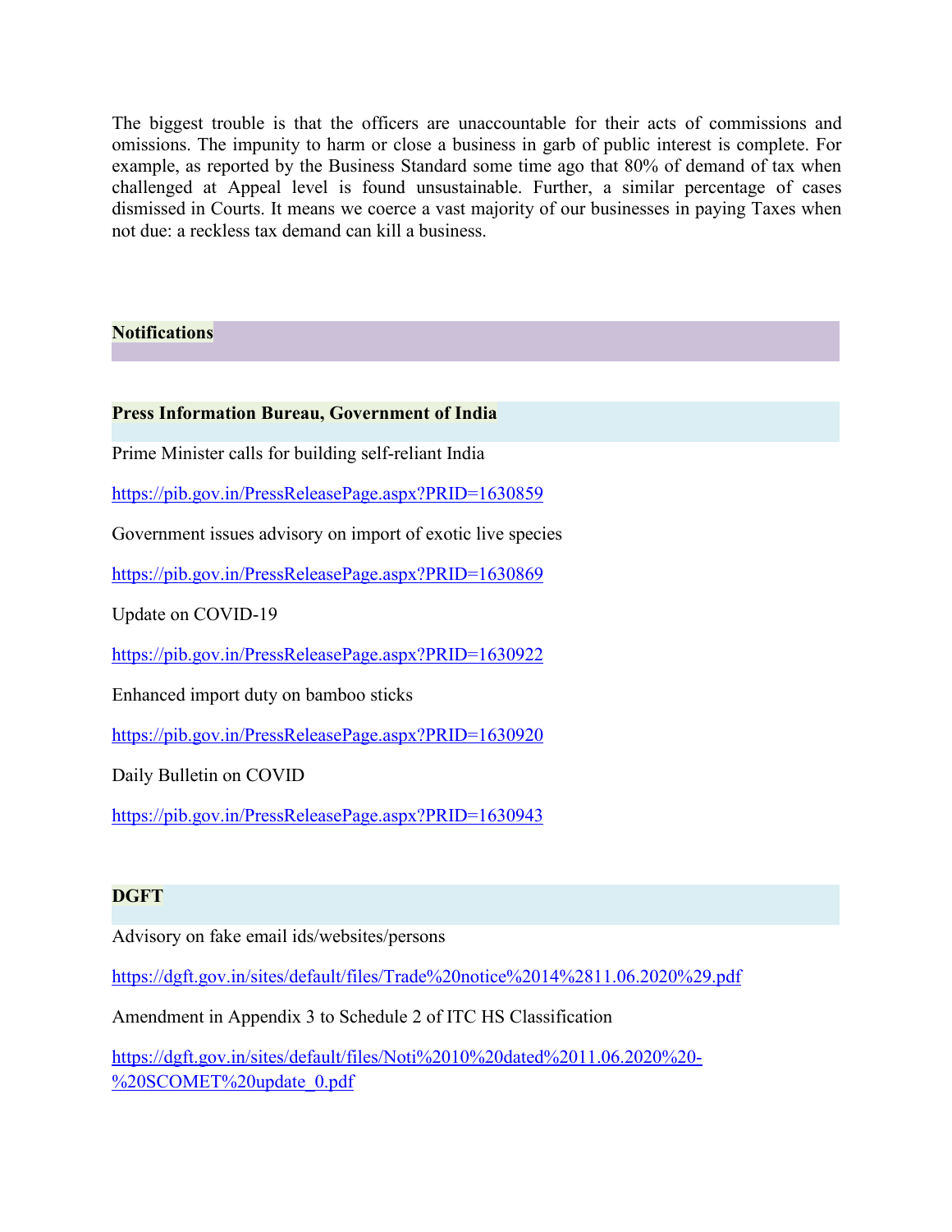The biggest trouble is that the officers are unaccountable for their acts of commissions and omissions. The impunity to harm or close a business in garb of public interest is complete. For example, as reported by the Business Standard some time ago that 80% of demand of tax when challenged at Appeal level is found unsustainable. Further, a similar percentage of cases dismissed in Courts. It means we coerce a vast majority of our businesses in paying Taxes when not due: a reckless tax demand can kill a business.

## Notifications

### Press Information Bureau, Government of India

Prime Minister calls for building self-reliant India

https://pib.gov.in/PressReleasePage.aspx?PRID=1630859

Government issues advisory on import of exotic live species

https://pib.gov.in/PressReleasePage.aspx?PRID=1630869

Update on COVID-19

https://pib.gov.in/PressReleasePage.aspx?PRID=1630922

Enhanced import duty on bamboo sticks

https://pib.gov.in/PressReleasePage.aspx?PRID=1630920

Daily Bulletin on COVID

https://pib.gov.in/PressReleasePage.aspx?PRID=1630943

### DGFT

Advisory on fake email ids/websites/persons

https://dgft.gov.in/sites/default/files/Trade%20notice%2014%2811.06.2020%29.pdf

Amendment in Appendix 3 to Schedule 2 of ITC HS Classification

https://dgft.gov.in/sites/default/files/Noti%2010%20dated%2011.06.2020%20-%20SCOMET%20update_0.pdf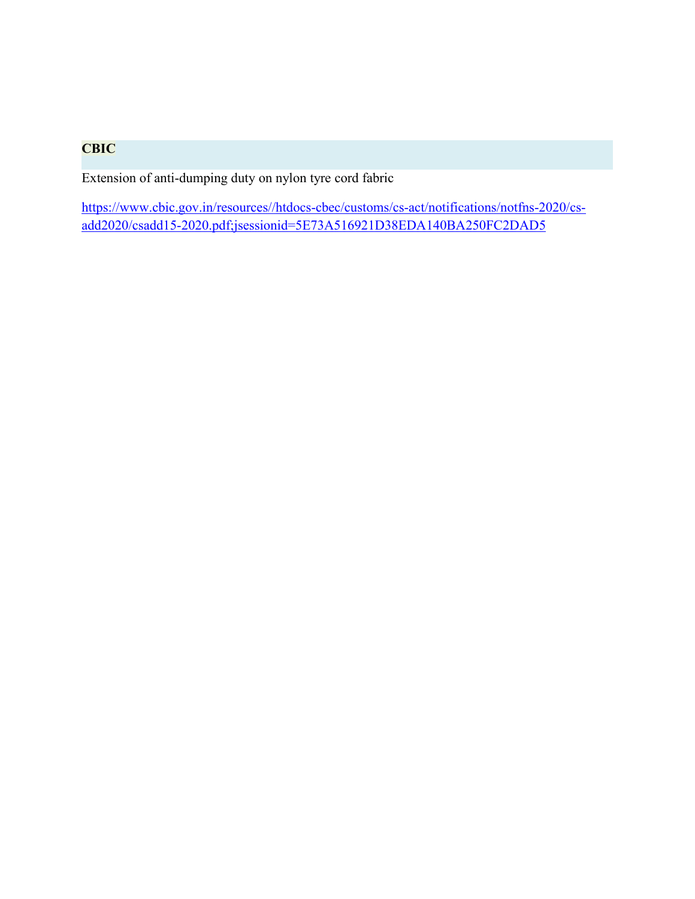**CBIC**

Extension of anti-dumping duty on nylon tyre cord fabric

https://www.cbic.gov.in/resources//htdocs-cbec/customs/cs-act/notifications/notfns-2020/cs-add2020/csadd15-2020.pdf;jsessionid=5E73A516921D38EDA140BA250FC2DAD5